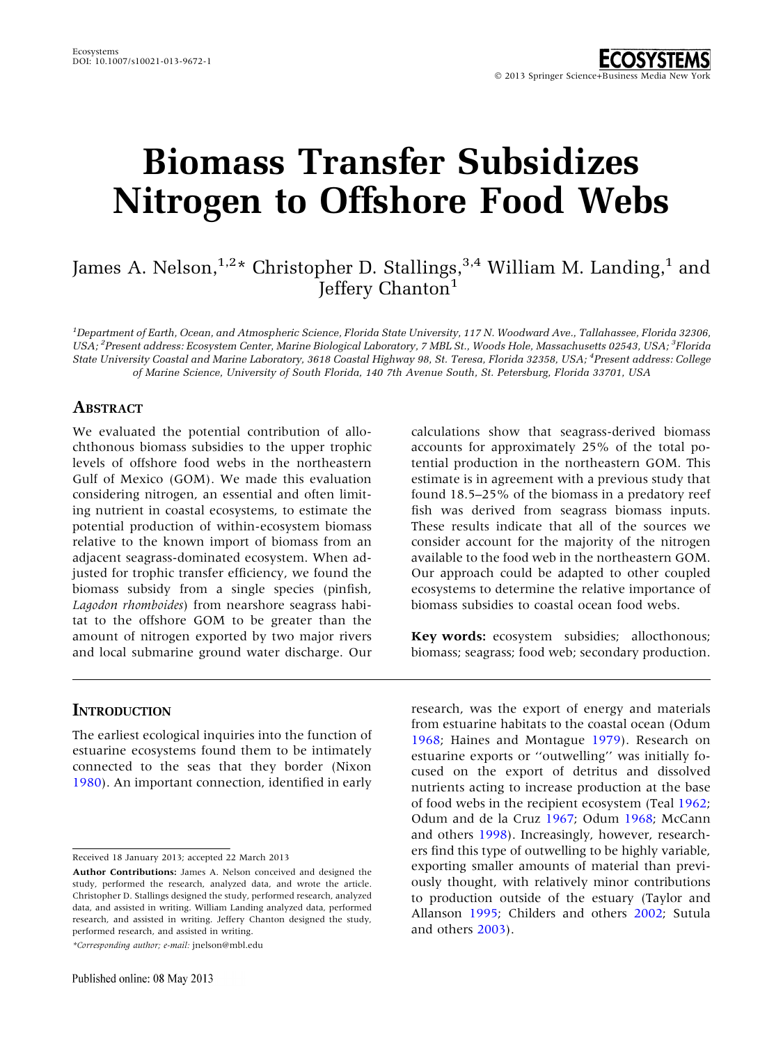# Biomass Transfer Subsidizes Nitrogen to Offshore Food Webs

James A. Nelson,[1,2]* Christopher D. Stallings,[3,4] William M. Landing,[1] and Jeffery Chanton[1]

[1]Department of Earth, Ocean, and Atmospheric Science, Florida State University, 117 N. Woodward Ave., Tallahassee, Florida 32306, USA; [2]Present address: Ecosystem Center, Marine Biological Laboratory, 7 MBL St., Woods Hole, Massachusetts 02543, USA; [3]Florida State University Coastal and Marine Laboratory, 3618 Coastal Highway 98, St. Teresa, Florida 32358, USA; [4]Present address: College of Marine Science, University of South Florida, 140 7th Avenue South, St. Petersburg, Florida 33701, USA

## Abstract

We evaluated the potential contribution of allochthonous biomass subsidies to the upper trophic levels of offshore food webs in the northeastern Gulf of Mexico (GOM). We made this evaluation considering nitrogen, an essential and often limiting nutrient in coastal ecosystems, to estimate the potential production of within-ecosystem biomass relative to the known import of biomass from an adjacent seagrass-dominated ecosystem. When adjusted for trophic transfer efficiency, we found the biomass subsidy from a single species (pinfish, *Lagodon rhomboides*) from nearshore seagrass habitat to the offshore GOM to be greater than the amount of nitrogen exported by two major rivers and local submarine ground water discharge. Our calculations show that seagrass-derived biomass accounts for approximately 25% of the total potential production in the northeastern GOM. This estimate is in agreement with a previous study that found 18.5–25% of the biomass in a predatory reef fish was derived from seagrass biomass inputs. These results indicate that all of the sources we consider account for the majority of the nitrogen available to the food web in the northeastern GOM. Our approach could be adapted to other coupled ecosystems to determine the relative importance of biomass subsidies to coastal ocean food webs.

**Key words:** ecosystem subsidies; allocthonous; biomass; seagrass; food web; secondary production.

## Introduction

The earliest ecological inquiries into the function of estuarine ecosystems found them to be intimately connected to the seas that they border (Nixon 1980). An important connection, identified in early research, was the export of energy and materials from estuarine habitats to the coastal ocean (Odum 1968; Haines and Montague 1979). Research on estuarine exports or ''outwelling'' was initially focused on the export of detritus and dissolved nutrients acting to increase production at the base of food webs in the recipient ecosystem (Teal 1962; Odum and de la Cruz 1967; Odum 1968; McCann and others 1998). Increasingly, however, researchers find this type of outwelling to be highly variable, exporting smaller amounts of material than previously thought, with relatively minor contributions to production outside of the estuary (Taylor and Allanson 1995; Childers and others 2002; Sutula and others 2003).

Received 18 January 2013; accepted 22 March 2013

**Author Contributions:** James A. Nelson conceived and designed the study, performed the research, analyzed data, and wrote the article. Christopher D. Stallings designed the study, performed research, analyzed data, and assisted in writing. William Landing analyzed data, performed research, and assisted in writing. Jeffery Chanton designed the study, performed research, and assisted in writing.

*Corresponding author; e-mail: jnelson@mbl.edu

Published online: 08 May 2013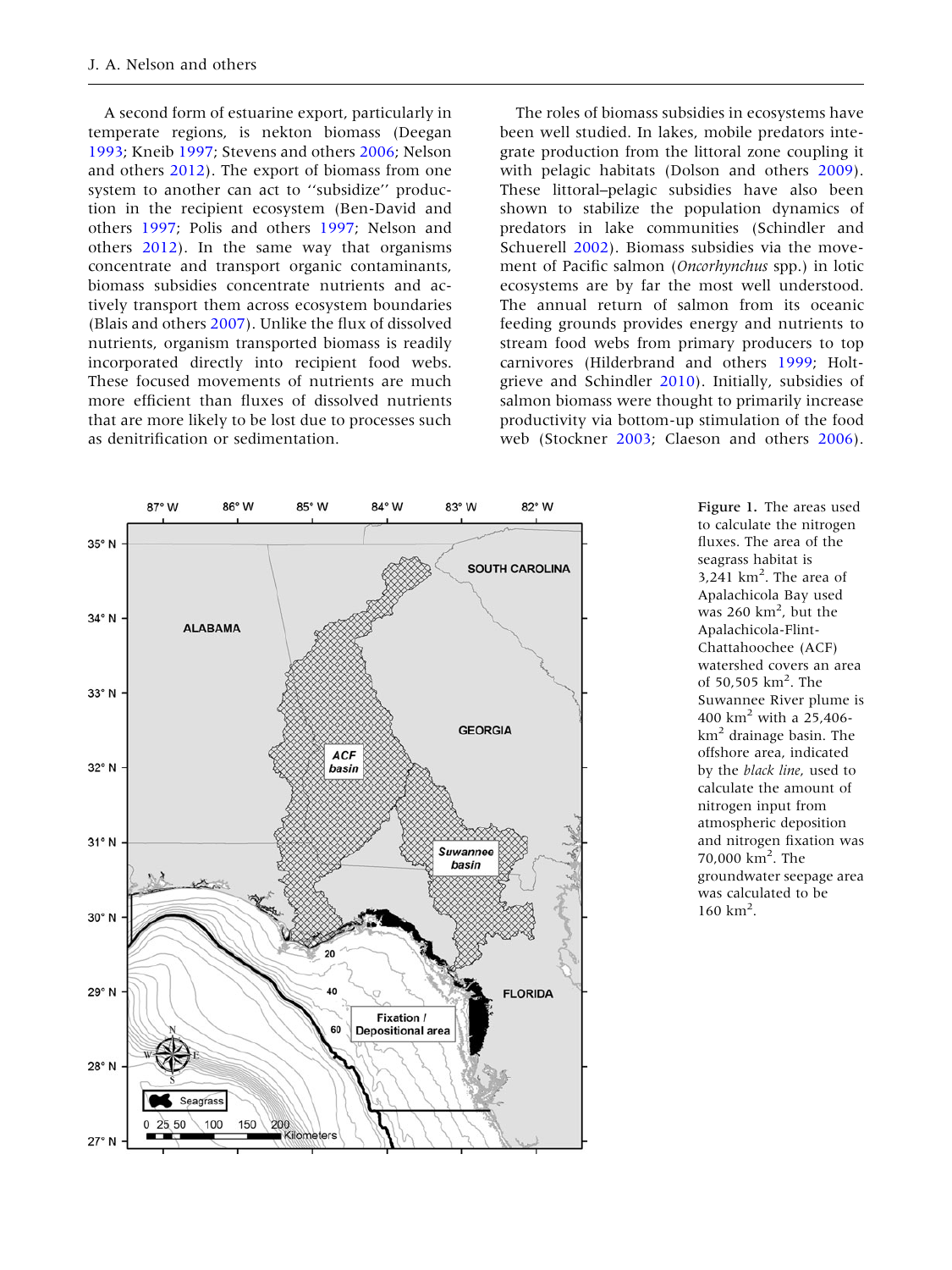A second form of estuarine export, particularly in temperate regions, is nekton biomass (Deegan 1993; Kneib 1997; Stevens and others 2006; Nelson and others 2012). The export of biomass from one system to another can act to ''subsidize'' production in the recipient ecosystem (Ben-David and others 1997; Polis and others 1997; Nelson and others 2012). In the same way that organisms concentrate and transport organic contaminants, biomass subsidies concentrate nutrients and actively transport them across ecosystem boundaries (Blais and others 2007). Unlike the flux of dissolved nutrients, organism transported biomass is readily incorporated directly into recipient food webs. These focused movements of nutrients are much more efficient than fluxes of dissolved nutrients that are more likely to be lost due to processes such as denitrification or sedimentation.

The roles of biomass subsidies in ecosystems have been well studied. In lakes, mobile predators integrate production from the littoral zone coupling it with pelagic habitats (Dolson and others 2009). These littoral–pelagic subsidies have also been shown to stabilize the population dynamics of predators in lake communities (Schindler and Schuerell 2002). Biomass subsidies via the movement of Pacific salmon (*Oncorhynchus* spp.) in lotic ecosystems are by far the most well understood. The annual return of salmon from its oceanic feeding grounds provides energy and nutrients to stream food webs from primary producers to top carnivores (Hilderbrand and others 1999; Holtgrieve and Schindler 2010). Initially, subsidies of salmon biomass were thought to primarily increase productivity via bottom-up stimulation of the food web (Stockner 2003; Claeson and others 2006).

**Figure 1.** The areas used to calculate the nitrogen fluxes. The area of the seagrass habitat is 3,241 km$^2$. The area of Apalachicola Bay used was 260 km$^2$, but the Apalachicola-Flint-Chattahoochee (ACF) watershed covers an area of 50,505 km$^2$. The Suwannee River plume is 400 km$^2$ with a 25,406-km$^2$ drainage basin. The offshore area, indicated by the *black line*, used to calculate the amount of nitrogen input from atmospheric deposition and nitrogen fixation was 70,000 km$^2$. The groundwater seepage area was calculated to be 160 km$^2$.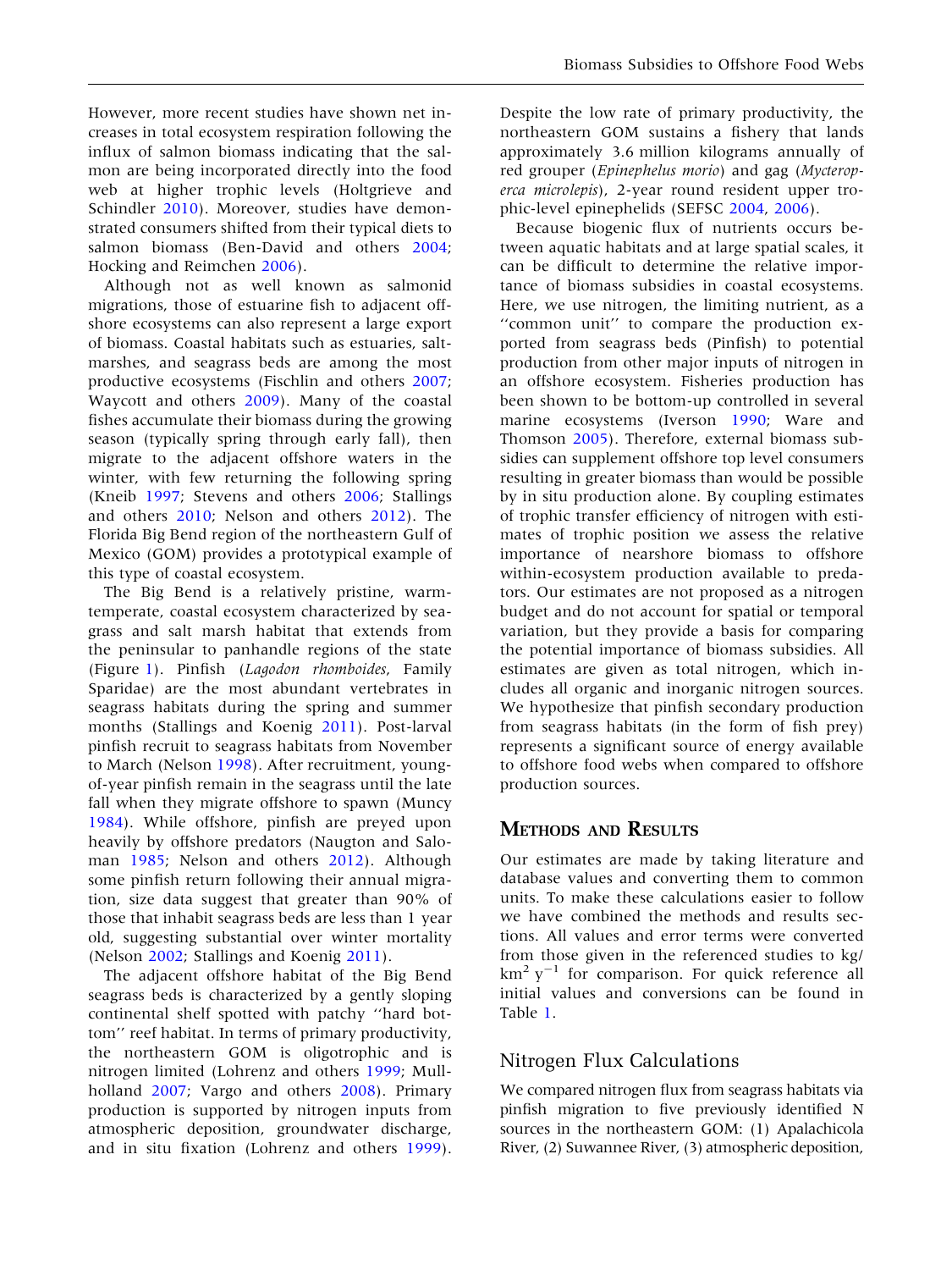However, more recent studies have shown net increases in total ecosystem respiration following the influx of salmon biomass indicating that the salmon are being incorporated directly into the food web at higher trophic levels (Holtgrieve and Schindler 2010). Moreover, studies have demonstrated consumers shifted from their typical diets to salmon biomass (Ben-David and others 2004; Hocking and Reimchen 2006).

Although not as well known as salmonid migrations, those of estuarine fish to adjacent offshore ecosystems can also represent a large export of biomass. Coastal habitats such as estuaries, saltmarshes, and seagrass beds are among the most productive ecosystems (Fischlin and others 2007; Waycott and others 2009). Many of the coastal fishes accumulate their biomass during the growing season (typically spring through early fall), then migrate to the adjacent offshore waters in the winter, with few returning the following spring (Kneib 1997; Stevens and others 2006; Stallings and others 2010; Nelson and others 2012). The Florida Big Bend region of the northeastern Gulf of Mexico (GOM) provides a prototypical example of this type of coastal ecosystem.

The Big Bend is a relatively pristine, warm-temperate, coastal ecosystem characterized by seagrass and salt marsh habitat that extends from the peninsular to panhandle regions of the state (Figure 1). Pinfish (*Lagodon rhomboides,* Family Sparidae) are the most abundant vertebrates in seagrass habitats during the spring and summer months (Stallings and Koenig 2011). Post-larval pinfish recruit to seagrass habitats from November to March (Nelson 1998). After recruitment, young-of-year pinfish remain in the seagrass until the late fall when they migrate offshore to spawn (Muncy 1984). While offshore, pinfish are preyed upon heavily by offshore predators (Naugton and Saloman 1985; Nelson and others 2012). Although some pinfish return following their annual migration, size data suggest that greater than 90% of those that inhabit seagrass beds are less than 1 year old, suggesting substantial over winter mortality (Nelson 2002; Stallings and Koenig 2011).

The adjacent offshore habitat of the Big Bend seagrass beds is characterized by a gently sloping continental shelf spotted with patchy ''hard bottom'' reef habitat. In terms of primary productivity, the northeastern GOM is oligotrophic and is nitrogen limited (Lohrenz and others 1999; Mullholland 2007; Vargo and others 2008). Primary production is supported by nitrogen inputs from atmospheric deposition, groundwater discharge, and in situ fixation (Lohrenz and others 1999). Despite the low rate of primary productivity, the northeastern GOM sustains a fishery that lands approximately 3.6 million kilograms annually of red grouper (*Epinephelus morio*) and gag (*Mycteroperca microlepis*), 2-year round resident upper trophic-level epinephelids (SEFSC 2004, 2006).

Because biogenic flux of nutrients occurs between aquatic habitats and at large spatial scales, it can be difficult to determine the relative importance of biomass subsidies in coastal ecosystems. Here, we use nitrogen, the limiting nutrient, as a ''common unit'' to compare the production exported from seagrass beds (Pinfish) to potential production from other major inputs of nitrogen in an offshore ecosystem. Fisheries production has been shown to be bottom-up controlled in several marine ecosystems (Iverson 1990; Ware and Thomson 2005). Therefore, external biomass subsidies can supplement offshore top level consumers resulting in greater biomass than would be possible by in situ production alone. By coupling estimates of trophic transfer efficiency of nitrogen with estimates of trophic position we assess the relative importance of nearshore biomass to offshore within-ecosystem production available to predators. Our estimates are not proposed as a nitrogen budget and do not account for spatial or temporal variation, but they provide a basis for comparing the potential importance of biomass subsidies. All estimates are given as total nitrogen, which includes all organic and inorganic nitrogen sources. We hypothesize that pinfish secondary production from seagrass habitats (in the form of fish prey) represents a significant source of energy available to offshore food webs when compared to offshore production sources.

## Methods and Results

Our estimates are made by taking literature and database values and converting them to common units. To make these calculations easier to follow we have combined the methods and results sections. All values and error terms were converted from those given in the referenced studies to kg/$km^2$ $y^{-1}$ for comparison. For quick reference all initial values and conversions can be found in Table 1.

### Nitrogen Flux Calculations

We compared nitrogen flux from seagrass habitats via pinfish migration to five previously identified N sources in the northeastern GOM: (1) Apalachicola River, (2) Suwannee River, (3) atmospheric deposition,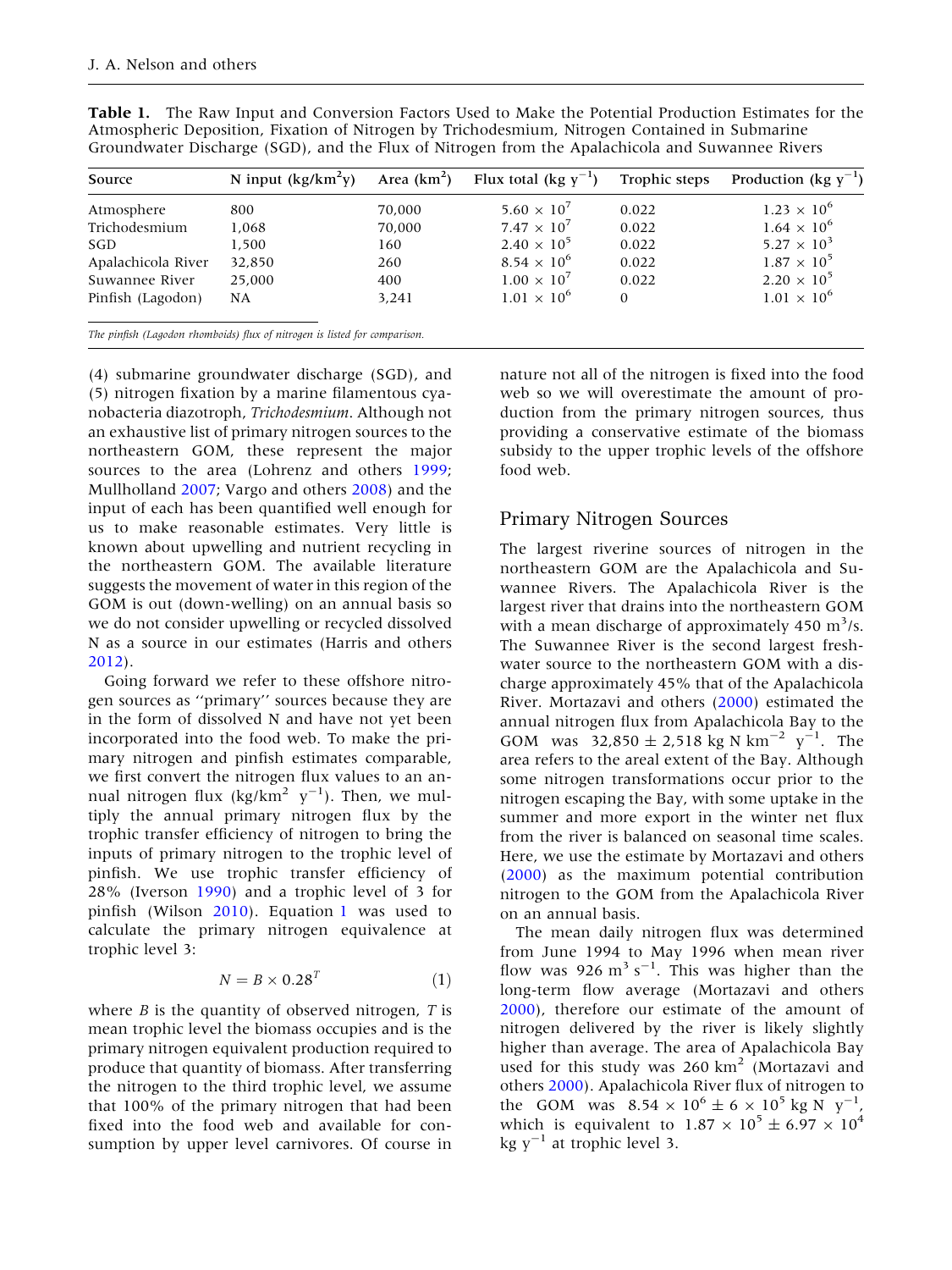**Table 1.** The Raw Input and Conversion Factors Used to Make the Potential Production Estimates for the Atmospheric Deposition, Fixation of Nitrogen by Trichodesmium, Nitrogen Contained in Submarine Groundwater Discharge (SGD), and the Flux of Nitrogen from the Apalachicola and Suwannee Rivers

| Source | N input (kg/km$^2$y) | Area (km$^2$) | Flux total (kg y$^{-1}$) | Trophic steps | Production (kg y$^{-1}$) |
|---|---|---|---|---|---|
| Atmosphere | 800 | 70,000 | $5.60 \times 10^7$ | 0.022 | $1.23 \times 10^6$ |
| Trichodesmium | 1,068 | 70,000 | $7.47 \times 10^7$ | 0.022 | $1.64 \times 10^6$ |
| SGD | 1,500 | 160 | $2.40 \times 10^5$ | 0.022 | $5.27 \times 10^3$ |
| Apalachicola River | 32,850 | 260 | $8.54 \times 10^6$ | 0.022 | $1.87 \times 10^5$ |
| Suwannee River | 25,000 | 400 | $1.00 \times 10^7$ | 0.022 | $2.20 \times 10^5$ |
| Pinfish (Lagodon) | NA | 3,241 | $1.01 \times 10^6$ | 0 | $1.01 \times 10^6$ |

*The pinfish (Lagodon rhomboids) flux of nitrogen is listed for comparison.*

(4) submarine groundwater discharge (SGD), and (5) nitrogen fixation by a marine filamentous cyanobacteria diazotroph, *Trichodesmium*. Although not an exhaustive list of primary nitrogen sources to the northeastern GOM, these represent the major sources to the area (Lohrenz and others 1999; Mullholland 2007; Vargo and others 2008) and the input of each has been quantified well enough for us to make reasonable estimates. Very little is known about upwelling and nutrient recycling in the northeastern GOM. The available literature suggests the movement of water in this region of the GOM is out (down-welling) on an annual basis so we do not consider upwelling or recycled dissolved N as a source in our estimates (Harris and others 2012).

Going forward we refer to these offshore nitrogen sources as "primary" sources because they are in the form of dissolved N and have not yet been incorporated into the food web. To make the primary nitrogen and pinfish estimates comparable, we first convert the nitrogen flux values to an annual nitrogen flux (kg/km$^2$ y$^{-1}$). Then, we multiply the annual primary nitrogen flux by the trophic transfer efficiency of nitrogen to bring the inputs of primary nitrogen to the trophic level of pinfish. We use trophic transfer efficiency of 28% (Iverson 1990) and a trophic level of 3 for pinfish (Wilson 2010). Equation 1 was used to calculate the primary nitrogen equivalence at trophic level 3:

$$N = B \times 0.28^T \tag{1}$$

where $B$ is the quantity of observed nitrogen, $T$ is mean trophic level the biomass occupies and is the primary nitrogen equivalent production required to produce that quantity of biomass. After transferring the nitrogen to the third trophic level, we assume that 100% of the primary nitrogen that had been fixed into the food web and available for consumption by upper level carnivores. Of course in nature not all of the nitrogen is fixed into the food web so we will overestimate the amount of production from the primary nitrogen sources, thus providing a conservative estimate of the biomass subsidy to the upper trophic levels of the offshore food web.

## Primary Nitrogen Sources

The largest riverine sources of nitrogen in the northeastern GOM are the Apalachicola and Suwannee Rivers. The Apalachicola River is the largest river that drains into the northeastern GOM with a mean discharge of approximately 450 m$^3$/s. The Suwannee River is the second largest freshwater source to the northeastern GOM with a discharge approximately 45% that of the Apalachicola River. Mortazavi and others (2000) estimated the annual nitrogen flux from Apalachicola Bay to the GOM was $32{,}850 \pm 2{,}518$ kg N km$^{-2}$ y$^{-1}$. The area refers to the areal extent of the Bay. Although some nitrogen transformations occur prior to the nitrogen escaping the Bay, with some uptake in the summer and more export in the winter net flux from the river is balanced on seasonal time scales. Here, we use the estimate by Mortazavi and others (2000) as the maximum potential contribution nitrogen to the GOM from the Apalachicola River on an annual basis.

The mean daily nitrogen flux was determined from June 1994 to May 1996 when mean river flow was 926 m$^3$ s$^{-1}$. This was higher than the long-term flow average (Mortazavi and others 2000), therefore our estimate of the amount of nitrogen delivered by the river is likely slightly higher than average. The area of Apalachicola Bay used for this study was 260 km$^2$ (Mortazavi and others 2000). Apalachicola River flux of nitrogen to the GOM was $8.54 \times 10^6 \pm 6 \times 10^5$ kg N y$^{-1}$, which is equivalent to $1.87 \times 10^5 \pm 6.97 \times 10^4$ kg y$^{-1}$ at trophic level 3.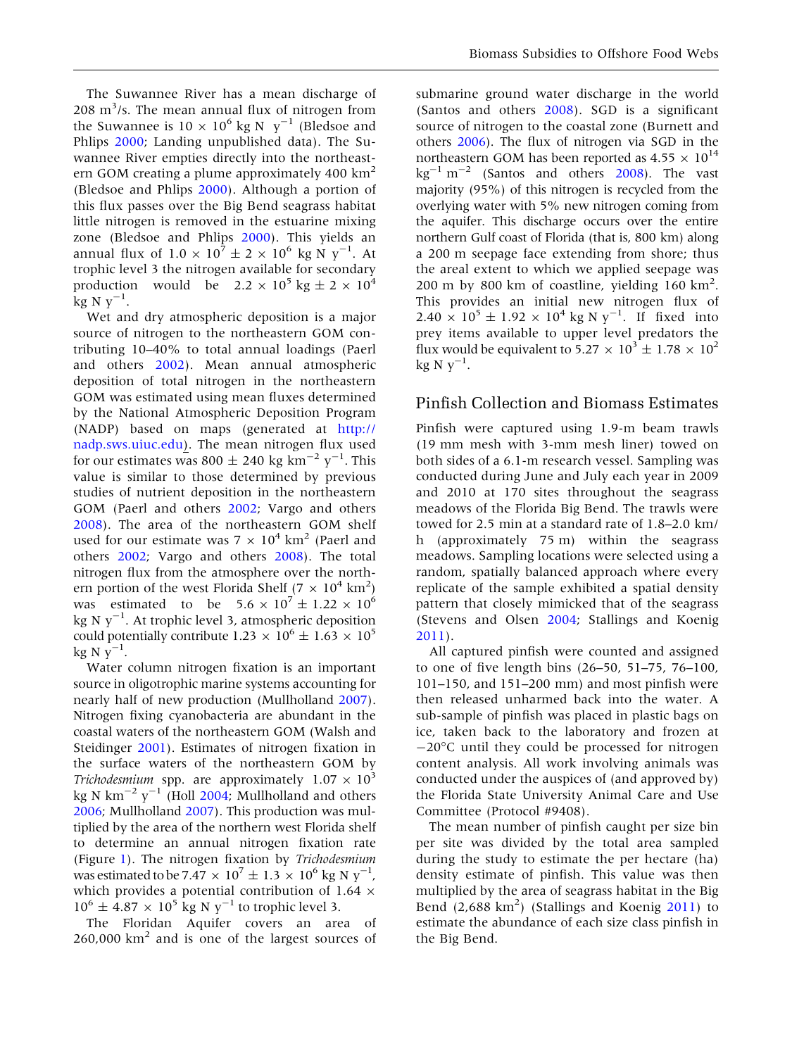The Suwannee River has a mean discharge of 208 $m^3$/s. The mean annual flux of nitrogen from the Suwannee is $10 \times 10^6$ kg N $y^{-1}$ (Bledsoe and Phlips 2000; Landing unpublished data). The Suwannee River empties directly into the northeastern GOM creating a plume approximately 400 $km^2$ (Bledsoe and Phlips 2000). Although a portion of this flux passes over the Big Bend seagrass habitat little nitrogen is removed in the estuarine mixing zone (Bledsoe and Phlips 2000). This yields an annual flux of $1.0 \times 10^7 \pm 2 \times 10^6$ kg N $y^{-1}$. At trophic level 3 the nitrogen available for secondary production would be $2.2 \times 10^5$ kg $\pm 2 \times 10^4$ kg N $y^{-1}$.

Wet and dry atmospheric deposition is a major source of nitrogen to the northeastern GOM contributing 10–40% to total annual loadings (Paerl and others 2002). Mean annual atmospheric deposition of total nitrogen in the northeastern GOM was estimated using mean fluxes determined by the National Atmospheric Deposition Program (NADP) based on maps (generated at http://nadp.sws.uiuc.edu). The mean nitrogen flux used for our estimates was $800 \pm 240$ kg $km^{-2}$ $y^{-1}$. This value is similar to those determined by previous studies of nutrient deposition in the northeastern GOM (Paerl and others 2002; Vargo and others 2008). The area of the northeastern GOM shelf used for our estimate was $7 \times 10^4$ $km^2$ (Paerl and others 2002; Vargo and others 2008). The total nitrogen flux from the atmosphere over the northern portion of the west Florida Shelf ($7 \times 10^4$ $km^2$) was estimated to be $5.6 \times 10^7 \pm 1.22 \times 10^6$ kg N $y^{-1}$. At trophic level 3, atmospheric deposition could potentially contribute $1.23 \times 10^6 \pm 1.63 \times 10^5$ kg N $y^{-1}$.

Water column nitrogen fixation is an important source in oligotrophic marine systems accounting for nearly half of new production (Mullholland 2007). Nitrogen fixing cyanobacteria are abundant in the coastal waters of the northeastern GOM (Walsh and Steidinger 2001). Estimates of nitrogen fixation in the surface waters of the northeastern GOM by *Trichodesmium* spp. are approximately $1.07 \times 10^3$ kg N $km^{-2}$ $y^{-1}$ (Holl 2004; Mullholland and others 2006; Mullholland 2007). This production was multiplied by the area of the northern west Florida shelf to determine an annual nitrogen fixation rate (Figure 1). The nitrogen fixation by *Trichodesmium* was estimated to be $7.47 \times 10^7 \pm 1.3 \times 10^6$ kg N $y^{-1}$, which provides a potential contribution of $1.64 \times 10^6 \pm 4.87 \times 10^5$ kg N $y^{-1}$ to trophic level 3.

The Floridan Aquifer covers an area of 260,000 $km^2$ and is one of the largest sources of submarine ground water discharge in the world (Santos and others 2008). SGD is a significant source of nitrogen to the coastal zone (Burnett and others 2006). The flux of nitrogen via SGD in the northeastern GOM has been reported as $4.55 \times 10^{14}$ $kg^{-1}$ $m^{-2}$ (Santos and others 2008). The vast majority (95%) of this nitrogen is recycled from the overlying water with 5% new nitrogen coming from the aquifer. This discharge occurs over the entire northern Gulf coast of Florida (that is, 800 km) along a 200 m seepage face extending from shore; thus the areal extent to which we applied seepage was 200 m by 800 km of coastline, yielding 160 $km^2$. This provides an initial new nitrogen flux of $2.40 \times 10^5 \pm 1.92 \times 10^4$ kg N $y^{-1}$. If fixed into prey items available to upper level predators the flux would be equivalent to $5.27 \times 10^3 \pm 1.78 \times 10^2$ kg N $y^{-1}$.

## Pinfish Collection and Biomass Estimates

Pinfish were captured using 1.9-m beam trawls (19 mm mesh with 3-mm mesh liner) towed on both sides of a 6.1-m research vessel. Sampling was conducted during June and July each year in 2009 and 2010 at 170 sites throughout the seagrass meadows of the Florida Big Bend. The trawls were towed for 2.5 min at a standard rate of 1.8–2.0 km/h (approximately 75 m) within the seagrass meadows. Sampling locations were selected using a random, spatially balanced approach where every replicate of the sample exhibited a spatial density pattern that closely mimicked that of the seagrass (Stevens and Olsen 2004; Stallings and Koenig 2011).

All captured pinfish were counted and assigned to one of five length bins (26–50, 51–75, 76–100, 101–150, and 151–200 mm) and most pinfish were then released unharmed back into the water. A sub-sample of pinfish was placed in plastic bags on ice, taken back to the laboratory and frozen at −20°C until they could be processed for nitrogen content analysis. All work involving animals was conducted under the auspices of (and approved by) the Florida State University Animal Care and Use Committee (Protocol #9408).

The mean number of pinfish caught per size bin per site was divided by the total area sampled during the study to estimate the per hectare (ha) density estimate of pinfish. This value was then multiplied by the area of seagrass habitat in the Big Bend (2,688 $km^2$) (Stallings and Koenig 2011) to estimate the abundance of each size class pinfish in the Big Bend.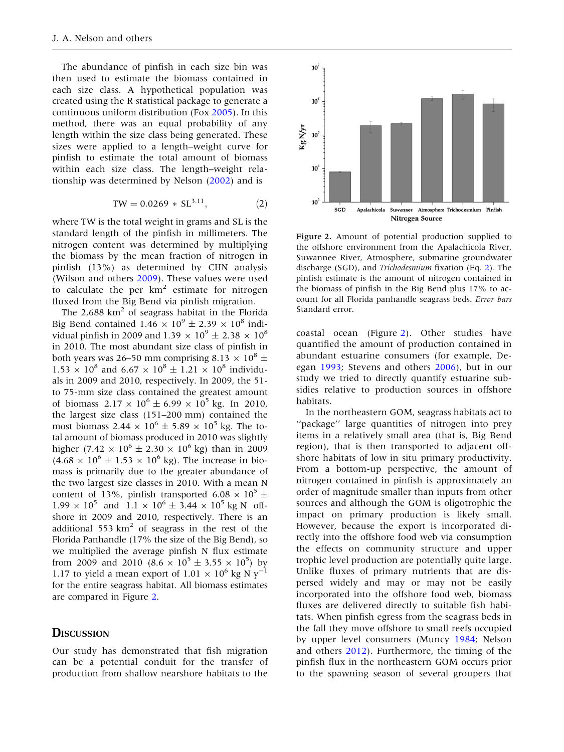The abundance of pinfish in each size bin was then used to estimate the biomass contained in each size class. A hypothetical population was created using the R statistical package to generate a continuous uniform distribution (Fox 2005). In this method, there was an equal probability of any length within the size class being generated. These sizes were applied to a length–weight curve for pinfish to estimate the total amount of biomass within each size class. The length–weight relationship was determined by Nelson (2002) and is

$$\mathrm{TW} = 0.0269 * \mathrm{SL}^{3.11}, \tag{2}$$

where TW is the total weight in grams and SL is the standard length of the pinfish in millimeters. The nitrogen content was determined by multiplying the biomass by the mean fraction of nitrogen in pinfish (13%) as determined by CHN analysis (Wilson and others 2009). These values were used to calculate the per $\mathrm{km}^2$ estimate for nitrogen fluxed from the Big Bend via pinfish migration.

The 2,688 $\mathrm{km}^2$ of seagrass habitat in the Florida Big Bend contained $1.46 \times 10^9 \pm 2.39 \times 10^8$ individual pinfish in 2009 and $1.39 \times 10^9 \pm 2.38 \times 10^8$ in 2010. The most abundant size class of pinfish in both years was 26–50 mm comprising $8.13 \times 10^8 \pm 1.53 \times 10^8$ and $6.67 \times 10^8 \pm 1.21 \times 10^8$ individuals in 2009 and 2010, respectively. In 2009, the 51- to 75-mm size class contained the greatest amount of biomass $2.17 \times 10^6 \pm 6.99 \times 10^5$ kg. In 2010, the largest size class (151–200 mm) contained the most biomass $2.44 \times 10^6 \pm 5.89 \times 10^5$ kg. The total amount of biomass produced in 2010 was slightly higher ($7.42 \times 10^6 \pm 2.30 \times 10^6$ kg) than in 2009 ($4.68 \times 10^6 \pm 1.53 \times 10^6$ kg). The increase in biomass is primarily due to the greater abundance of the two largest size classes in 2010. With a mean N content of 13%, pinfish transported $6.08 \times 10^5 \pm 1.99 \times 10^5$ and $1.1 \times 10^6 \pm 3.44 \times 10^5$ kg N offshore in 2009 and 2010, respectively. There is an additional 553 $\mathrm{km}^2$ of seagrass in the rest of the Florida Panhandle (17% the size of the Big Bend), so we multiplied the average pinfish N flux estimate from 2009 and 2010 ($8.6 \times 10^5 \pm 3.55 \times 10^5$) by 1.17 to yield a mean export of $1.01 \times 10^6$ kg N $\mathrm{y}^{-1}$ for the entire seagrass habitat. All biomass estimates are compared in Figure 2.

Figure 2. Amount of potential production supplied to the offshore environment from the Apalachicola River, Suwannee River, Atmosphere, submarine groundwater discharge (SGD), and *Trichodesmium* fixation (Eq. 2). The pinfish estimate is the amount of nitrogen contained in the biomass of pinfish in the Big Bend plus 17% to account for all Florida panhandle seagrass beds. *Error bars* Standard error.

## Discussion

Our study has demonstrated that fish migration can be a potential conduit for the transfer of production from shallow nearshore habitats to the coastal ocean (Figure 2). Other studies have quantified the amount of production contained in abundant estuarine consumers (for example, Deegan 1993; Stevens and others 2006), but in our study we tried to directly quantify estuarine subsidies relative to production sources in offshore habitats.

In the northeastern GOM, seagrass habitats act to ''package'' large quantities of nitrogen into prey items in a relatively small area (that is, Big Bend region), that is then transported to adjacent offshore habitats of low in situ primary productivity. From a bottom-up perspective, the amount of nitrogen contained in pinfish is approximately an order of magnitude smaller than inputs from other sources and although the GOM is oligotrophic the impact on primary production is likely small. However, because the export is incorporated directly into the offshore food web via consumption the effects on community structure and upper trophic level production are potentially quite large. Unlike fluxes of primary nutrients that are dispersed widely and may or may not be easily incorporated into the offshore food web, biomass fluxes are delivered directly to suitable fish habitats. When pinfish egress from the seagrass beds in the fall they move offshore to small reefs occupied by upper level consumers (Muncy 1984; Nelson and others 2012). Furthermore, the timing of the pinfish flux in the northeastern GOM occurs prior to the spawning season of several groupers that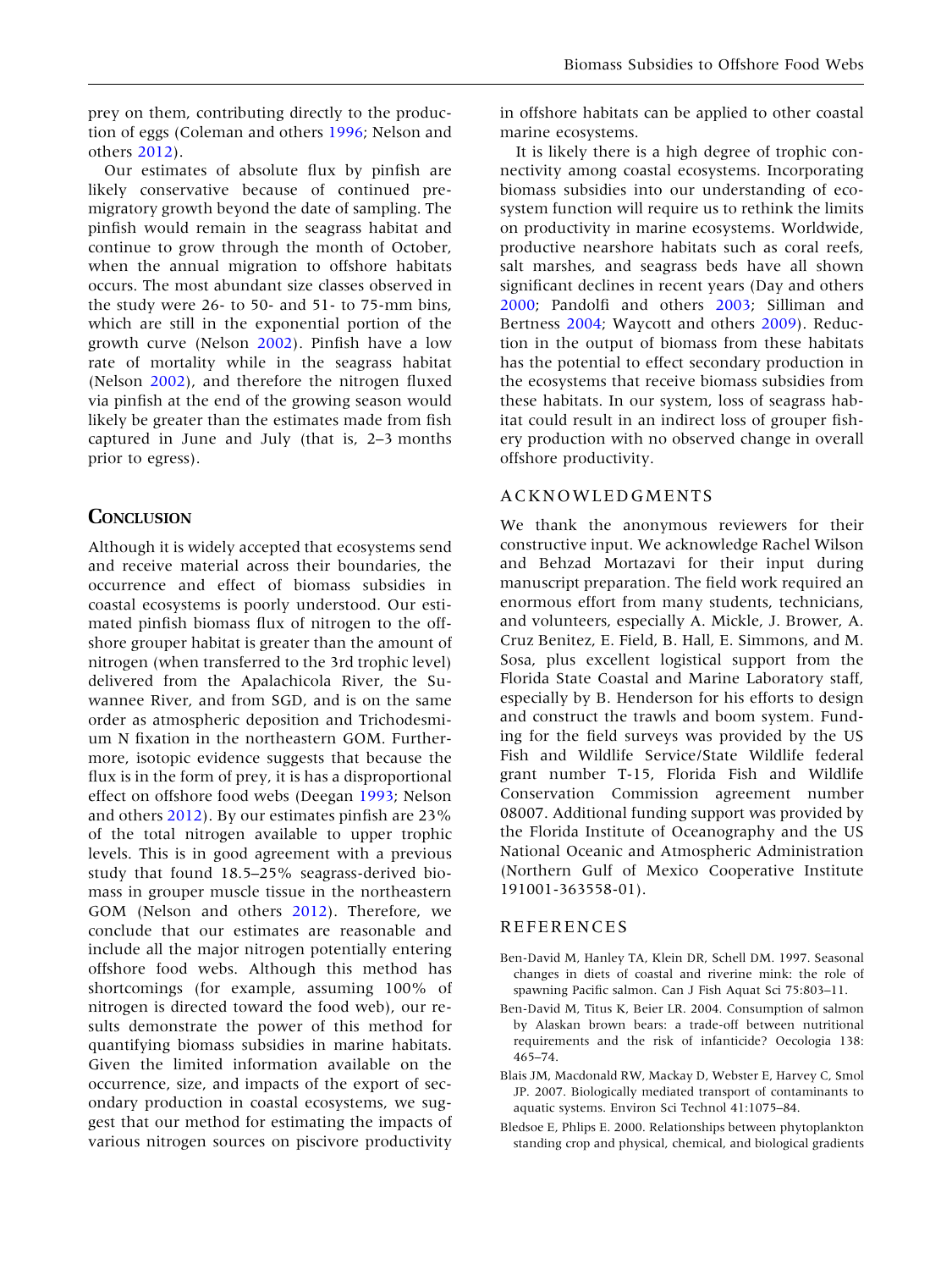prey on them, contributing directly to the production of eggs (Coleman and others 1996; Nelson and others 2012).

Our estimates of absolute flux by pinfish are likely conservative because of continued pre-migratory growth beyond the date of sampling. The pinfish would remain in the seagrass habitat and continue to grow through the month of October, when the annual migration to offshore habitats occurs. The most abundant size classes observed in the study were 26- to 50- and 51- to 75-mm bins, which are still in the exponential portion of the growth curve (Nelson 2002). Pinfish have a low rate of mortality while in the seagrass habitat (Nelson 2002), and therefore the nitrogen fluxed via pinfish at the end of the growing season would likely be greater than the estimates made from fish captured in June and July (that is, 2–3 months prior to egress).

## Conclusion

Although it is widely accepted that ecosystems send and receive material across their boundaries, the occurrence and effect of biomass subsidies in coastal ecosystems is poorly understood. Our estimated pinfish biomass flux of nitrogen to the offshore grouper habitat is greater than the amount of nitrogen (when transferred to the 3rd trophic level) delivered from the Apalachicola River, the Suwannee River, and from SGD, and is on the same order as atmospheric deposition and Trichodesmium N fixation in the northeastern GOM. Furthermore, isotopic evidence suggests that because the flux is in the form of prey, it is has a disproportional effect on offshore food webs (Deegan 1993; Nelson and others 2012). By our estimates pinfish are 23% of the total nitrogen available to upper trophic levels. This is in good agreement with a previous study that found 18.5–25% seagrass-derived biomass in grouper muscle tissue in the northeastern GOM (Nelson and others 2012). Therefore, we conclude that our estimates are reasonable and include all the major nitrogen potentially entering offshore food webs. Although this method has shortcomings (for example, assuming 100% of nitrogen is directed toward the food web), our results demonstrate the power of this method for quantifying biomass subsidies in marine habitats. Given the limited information available on the occurrence, size, and impacts of the export of secondary production in coastal ecosystems, we suggest that our method for estimating the impacts of various nitrogen sources on piscivore productivity in offshore habitats can be applied to other coastal marine ecosystems.

It is likely there is a high degree of trophic connectivity among coastal ecosystems. Incorporating biomass subsidies into our understanding of ecosystem function will require us to rethink the limits on productivity in marine ecosystems. Worldwide, productive nearshore habitats such as coral reefs, salt marshes, and seagrass beds have all shown significant declines in recent years (Day and others 2000; Pandolfi and others 2003; Silliman and Bertness 2004; Waycott and others 2009). Reduction in the output of biomass from these habitats has the potential to effect secondary production in the ecosystems that receive biomass subsidies from these habitats. In our system, loss of seagrass habitat could result in an indirect loss of grouper fishery production with no observed change in overall offshore productivity.

## Acknowledgments

We thank the anonymous reviewers for their constructive input. We acknowledge Rachel Wilson and Behzad Mortazavi for their input during manuscript preparation. The field work required an enormous effort from many students, technicians, and volunteers, especially A. Mickle, J. Brower, A. Cruz Benitez, E. Field, B. Hall, E. Simmons, and M. Sosa, plus excellent logistical support from the Florida State Coastal and Marine Laboratory staff, especially by B. Henderson for his efforts to design and construct the trawls and boom system. Funding for the field surveys was provided by the US Fish and Wildlife Service/State Wildlife federal grant number T-15, Florida Fish and Wildlife Conservation Commission agreement number 08007. Additional funding support was provided by the Florida Institute of Oceanography and the US National Oceanic and Atmospheric Administration (Northern Gulf of Mexico Cooperative Institute 191001-363558-01).

## References

Ben-David M, Hanley TA, Klein DR, Schell DM. 1997. Seasonal changes in diets of coastal and riverine mink: the role of spawning Pacific salmon. Can J Fish Aquat Sci 75:803–11.

Ben-David M, Titus K, Beier LR. 2004. Consumption of salmon by Alaskan brown bears: a trade-off between nutritional requirements and the risk of infanticide? Oecologia 138: 465–74.

Blais JM, Macdonald RW, Mackay D, Webster E, Harvey C, Smol JP. 2007. Biologically mediated transport of contaminants to aquatic systems. Environ Sci Technol 41:1075–84.

Bledsoe E, Phlips E. 2000. Relationships between phytoplankton standing crop and physical, chemical, and biological gradients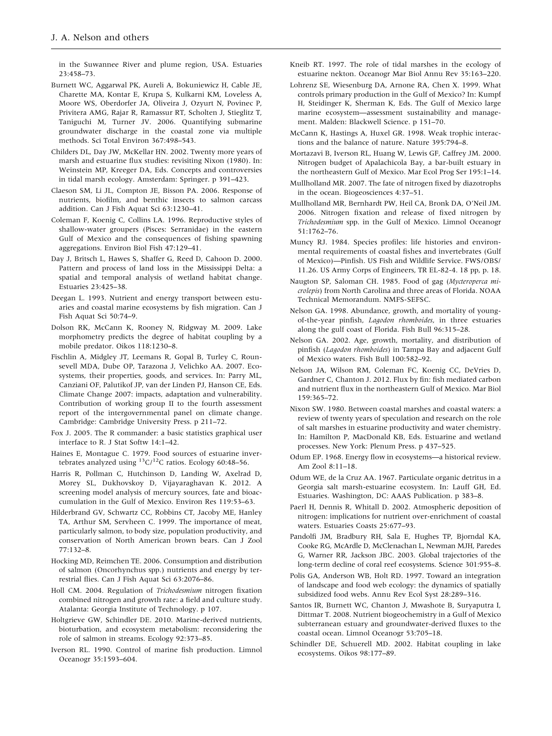in the Suwannee River and plume region, USA. Estuaries 23:458–73.

Burnett WC, Aggarwal PK, Aureli A, Bokuniewicz H, Cable JE, Charette MA, Kontar E, Krupa S, Kulkarni KM, Loveless A, Moore WS, Oberdorfer JA, Oliveira J, Ozyurt N, Povinec P, Privitera AMG, Rajar R, Ramassur RT, Scholten J, Stieglitz T, Taniguchi M, Turner JV. 2006. Quantifying submarine groundwater discharge in the coastal zone via multiple methods. Sci Total Environ 367:498–543.

Childers DL, Day JW, McKellar HN. 2002. Twenty more years of marsh and estuarine flux studies: revisiting Nixon (1980). In: Weinstein MP, Kreeger DA, Eds. Concepts and controversies in tidal marsh ecology. Amsterdam: Springer. p 391–423.

Claeson SM, Li JL, Compton JE, Bisson PA. 2006. Response of nutrients, biofilm, and benthic insects to salmon carcass addition. Can J Fish Aquat Sci 63:1230–41.

Coleman F, Koenig C, Collins LA. 1996. Reproductive styles of shallow-water groupers (Pisces: Serranidae) in the eastern Gulf of Mexico and the consequences of fishing spawning aggregations. Environ Biol Fish 47:129–41.

Day J, Britsch L, Hawes S, Shaffer G, Reed D, Cahoon D. 2000. Pattern and process of land loss in the Mississippi Delta: a spatial and temporal analysis of wetland habitat change. Estuaries 23:425–38.

Deegan L. 1993. Nutrient and energy transport between estuaries and coastal marine ecosystems by fish migration. Can J Fish Aquat Sci 50:74–9.

Dolson RK, McCann K, Rooney N, Ridgway M. 2009. Lake morphometry predicts the degree of habitat coupling by a mobile predator. Oikos 118:1230–8.

Fischlin A, Midgley JT, Leemans R, Gopal B, Turley C, Rounsevell MDA, Dube OP, Tarazona J, Velichko AA. 2007. Ecosystems, their properties, goods, and services. In: Parry ML, Canziani OF, Palutikof JP, van der Linden PJ, Hanson CE, Eds. Climate Change 2007: impacts, adaptation and vulnerability. Contribution of working group II to the fourth assessment report of the intergovernmental panel on climate change. Cambridge: Cambridge University Press. p 211–72.

Fox J. 2005. The R commander: a basic statistics graphical user interface to R. J Stat Softw 14:1–42.

Haines E, Montague C. 1979. Food sources of estuarine invertebrates analyzed using $^{13}C/^{12}C$ ratios. Ecology 60:48–56.

Harris R, Pollman C, Hutchinson D, Landing W, Axelrad D, Morey SL, Dukhovskoy D, Vijayaraghavan K. 2012. A screening model analysis of mercury sources, fate and bioaccumulation in the Gulf of Mexico. Environ Res 119:53–63.

Hilderbrand GV, Schwartz CC, Robbins CT, Jacoby ME, Hanley TA, Arthur SM, Servheen C. 1999. The importance of meat, particularly salmon, to body size, population productivity, and conservation of North American brown bears. Can J Zool 77:132–8.

Hocking MD, Reimchen TE. 2006. Consumption and distribution of salmon (Oncorhynchus spp.) nutrients and energy by terrestrial flies. Can J Fish Aquat Sci 63:2076–86.

Holl CM. 2004. Regulation of *Trichodesmium* nitrogen fixation combined nitrogen and growth rate: a field and culture study. Atalanta: Georgia Institute of Technology. p 107.

Holtgrieve GW, Schindler DE. 2010. Marine-derived nutrients, bioturbation, and ecosystem metabolism: reconsidering the role of salmon in streams. Ecology 92:373–85.

Iverson RL. 1990. Control of marine fish production. Limnol Oceanogr 35:1593–604.

Kneib RT. 1997. The role of tidal marshes in the ecology of estuarine nekton. Oceanogr Mar Biol Annu Rev 35:163–220.

Lohrenz SE, Wiesenburg DA, Arnone RA, Chen X. 1999. What controls primary production in the Gulf of Mexico? In: Kumpf H, Steidinger K, Sherman K, Eds. The Gulf of Mexico large marine ecosystem—assessment sustainability and management. Malden: Blackwell Science. p 151–70.

McCann K, Hastings A, Huxel GR. 1998. Weak trophic interactions and the balance of nature. Nature 395:794–8.

Mortazavi B, Iverson RL, Huang W, Lewis GF, Caffrey JM. 2000. Nitrogen budget of Apalachicola Bay, a bar-built estuary in the northeastern Gulf of Mexico. Mar Ecol Prog Ser 195:1–14.

Mullholland MR. 2007. The fate of nitrogen fixed by diazotrophs in the ocean. Biogeosciences 4:37–51.

Mullholland MR, Bernhardt PW, Heil CA, Bronk DA, O'Neil JM. 2006. Nitrogen fixation and release of fixed nitrogen by *Trichodesmium* spp. in the Gulf of Mexico. Limnol Oceanogr 51:1762–76.

Muncy RJ. 1984. Species profiles: life histories and environmental requirements of coastal fishes and invertebrates (Gulf of Mexico)—Pinfish. US Fish and Wildlife Service. FWS/OBS/11.26. US Army Corps of Engineers, TR EL-82-4. 18 pp, p. 18.

Naugton SP, Saloman CH. 1985. Food of gag (*Mycteroperca microlepis*) from North Carolina and three areas of Florida. NOAA Technical Memorandum. NMFS-SEFSC.

Nelson GA. 1998. Abundance, growth, and mortality of young-of-the-year pinfish, *Lagodon rhomboides*, in three estuaries along the gulf coast of Florida. Fish Bull 96:315–28.

Nelson GA. 2002. Age, growth, mortality, and distribution of pinfish (*Lagodon rhomboides*) in Tampa Bay and adjacent Gulf of Mexico waters. Fish Bull 100:582–92.

Nelson JA, Wilson RM, Coleman FC, Koenig CC, DeVries D, Gardner C, Chanton J. 2012. Flux by fin: fish mediated carbon and nutrient flux in the northeastern Gulf of Mexico. Mar Biol 159:365–72.

Nixon SW. 1980. Between coastal marshes and coastal waters: a review of twenty years of speculation and research on the role of salt marshes in estuarine productivity and water chemistry. In: Hamilton P, MacDonald KB, Eds. Estuarine and wetland processes. New York: Plenum Press. p 437–525.

Odum EP. 1968. Energy flow in ecosystems—a historical review. Am Zool 8:11–18.

Odum WE, de la Cruz AA. 1967. Particulate organic detritus in a Georgia salt marsh-estuarine ecosystem. In: Lauff GH, Ed. Estuaries. Washington, DC: AAAS Publication. p 383–8.

Paerl H, Dennis R, Whitall D. 2002. Atmospheric deposition of nitrogen: implications for nutrient over-enrichment of coastal waters. Estuaries Coasts 25:677–93.

Pandolfi JM, Bradbury RH, Sala E, Hughes TP, Bjorndal KA, Cooke RG, McArdle D, McClenachan L, Newman MJH, Paredes G, Warner RR, Jackson JBC. 2003. Global trajectories of the long-term decline of coral reef ecosystems. Science 301:955–8.

Polis GA, Anderson WB, Holt RD. 1997. Toward an integration of landscape and food web ecology: the dynamics of spatially subsidized food webs. Annu Rev Ecol Syst 28:289–316.

Santos IR, Burnett WC, Chanton J, Mwashote B, Suryaputra I, Dittmar T. 2008. Nutrient biogeochemistry in a Gulf of Mexico subterranean estuary and groundwater-derived fluxes to the coastal ocean. Limnol Oceanogr 53:705–18.

Schindler DE, Schuerell MD. 2002. Habitat coupling in lake ecosystems. Oikos 98:177–89.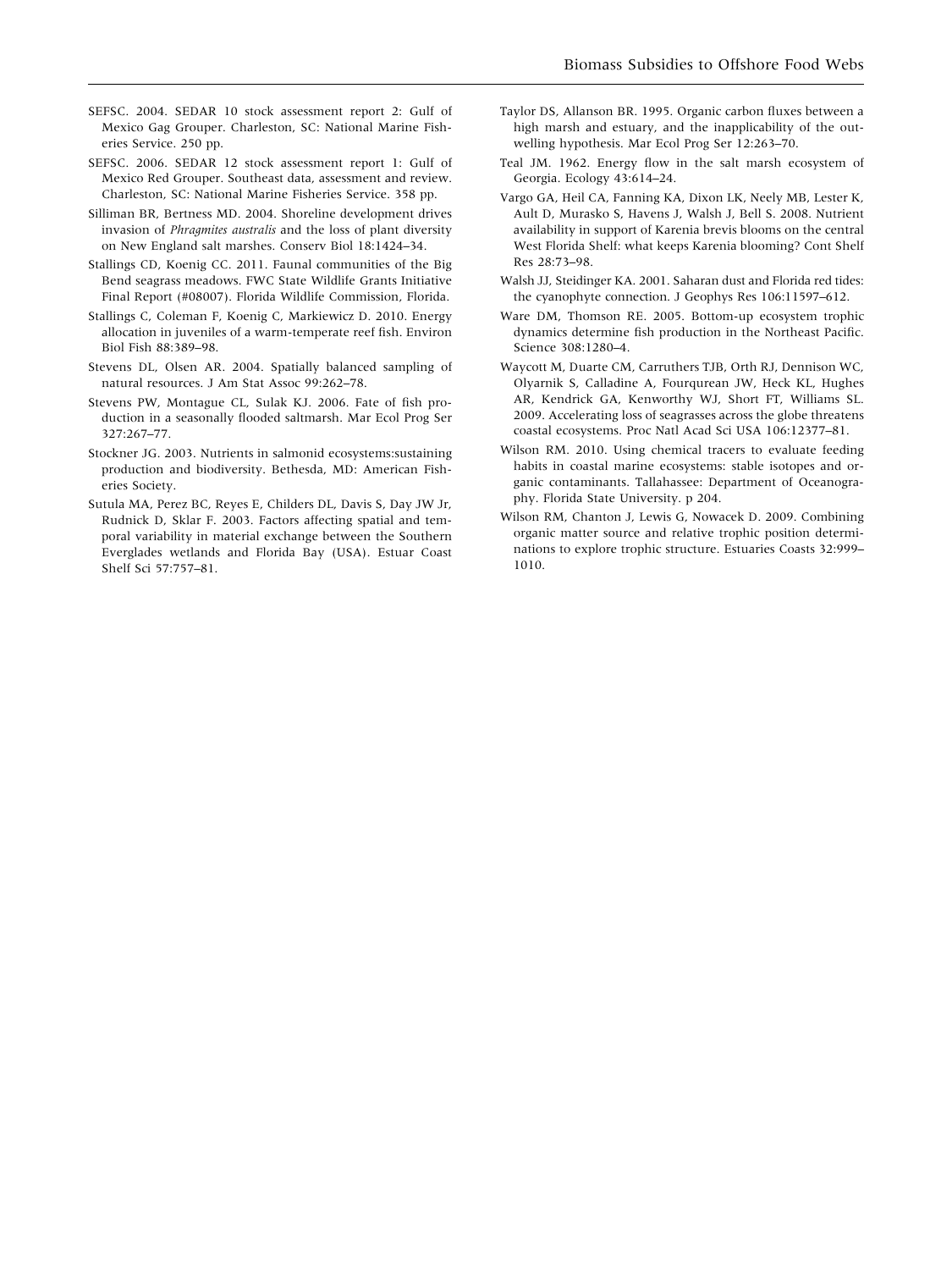SEFSC. 2004. SEDAR 10 stock assessment report 2: Gulf of Mexico Gag Grouper. Charleston, SC: National Marine Fisheries Service. 250 pp.

SEFSC. 2006. SEDAR 12 stock assessment report 1: Gulf of Mexico Red Grouper. Southeast data, assessment and review. Charleston, SC: National Marine Fisheries Service. 358 pp.

Silliman BR, Bertness MD. 2004. Shoreline development drives invasion of *Phragmites australis* and the loss of plant diversity on New England salt marshes. Conserv Biol 18:1424–34.

Stallings CD, Koenig CC. 2011. Faunal communities of the Big Bend seagrass meadows. FWC State Wildlife Grants Initiative Final Report (#08007). Florida Wildlife Commission, Florida.

Stallings C, Coleman F, Koenig C, Markiewicz D. 2010. Energy allocation in juveniles of a warm-temperate reef fish. Environ Biol Fish 88:389–98.

Stevens DL, Olsen AR. 2004. Spatially balanced sampling of natural resources. J Am Stat Assoc 99:262–78.

Stevens PW, Montague CL, Sulak KJ. 2006. Fate of fish production in a seasonally flooded saltmarsh. Mar Ecol Prog Ser 327:267–77.

Stockner JG. 2003. Nutrients in salmonid ecosystems:sustaining production and biodiversity. Bethesda, MD: American Fisheries Society.

Sutula MA, Perez BC, Reyes E, Childers DL, Davis S, Day JW Jr, Rudnick D, Sklar F. 2003. Factors affecting spatial and temporal variability in material exchange between the Southern Everglades wetlands and Florida Bay (USA). Estuar Coast Shelf Sci 57:757–81.

Taylor DS, Allanson BR. 1995. Organic carbon fluxes between a high marsh and estuary, and the inapplicability of the outwelling hypothesis. Mar Ecol Prog Ser 12:263–70.

Teal JM. 1962. Energy flow in the salt marsh ecosystem of Georgia. Ecology 43:614–24.

Vargo GA, Heil CA, Fanning KA, Dixon LK, Neely MB, Lester K, Ault D, Murasko S, Havens J, Walsh J, Bell S. 2008. Nutrient availability in support of Karenia brevis blooms on the central West Florida Shelf: what keeps Karenia blooming? Cont Shelf Res 28:73–98.

Walsh JJ, Steidinger KA. 2001. Saharan dust and Florida red tides: the cyanophyte connection. J Geophys Res 106:11597–612.

Ware DM, Thomson RE. 2005. Bottom-up ecosystem trophic dynamics determine fish production in the Northeast Pacific. Science 308:1280–4.

Waycott M, Duarte CM, Carruthers TJB, Orth RJ, Dennison WC, Olyarnik S, Calladine A, Fourqurean JW, Heck KL, Hughes AR, Kendrick GA, Kenworthy WJ, Short FT, Williams SL. 2009. Accelerating loss of seagrasses across the globe threatens coastal ecosystems. Proc Natl Acad Sci USA 106:12377–81.

Wilson RM. 2010. Using chemical tracers to evaluate feeding habits in coastal marine ecosystems: stable isotopes and organic contaminants. Tallahassee: Department of Oceanography. Florida State University. p 204.

Wilson RM, Chanton J, Lewis G, Nowacek D. 2009. Combining organic matter source and relative trophic position determinations to explore trophic structure. Estuaries Coasts 32:999–1010.